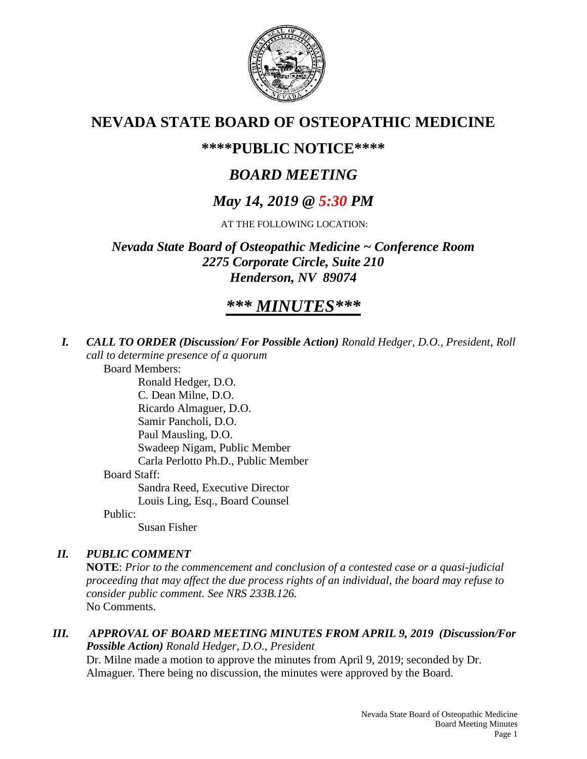# NEVADA STATE BOARD OF OSTEOPATHIC MEDICINE

## \*\*\*\*PUBLIC NOTICE\*\*\*\*

## *BOARD MEETING*

## *May 14, 2019 @ 5:30 PM*

AT THE FOLLOWING LOCATION:

***Nevada State Board of Osteopathic Medicine ~ Conference Room***
***2275 Corporate Circle, Suite 210***
***Henderson, NV 89074***

## ***\*\*\* MINUTES\*\*\****

***I. CALL TO ORDER (Discussion/ For Possible Action)*** *Ronald Hedger, D.O., President, Roll call to determine presence of a quorum*

Board Members:

- Ronald Hedger, D.O.
- C. Dean Milne, D.O.
- Ricardo Almaguer, D.O.
- Samir Pancholi, D.O.
- Paul Mausling, D.O.
- Swadeep Nigam, Public Member
- Carla Perlotto Ph.D., Public Member

Board Staff:

- Sandra Reed, Executive Director
- Louis Ling, Esq., Board Counsel

Public:

- Susan Fisher

***II. PUBLIC COMMENT***

**NOTE**: *Prior to the commencement and conclusion of a contested case or a quasi-judicial proceeding that may affect the due process rights of an individual, the board may refuse to consider public comment. See NRS 233B.126.*

No Comments.

***III. APPROVAL OF BOARD MEETING MINUTES FROM APRIL 9, 2019 (Discussion/For Possible Action)*** *Ronald Hedger, D.O., President*

Dr. Milne made a motion to approve the minutes from April 9, 2019; seconded by Dr. Almaguer. There being no discussion, the minutes were approved by the Board.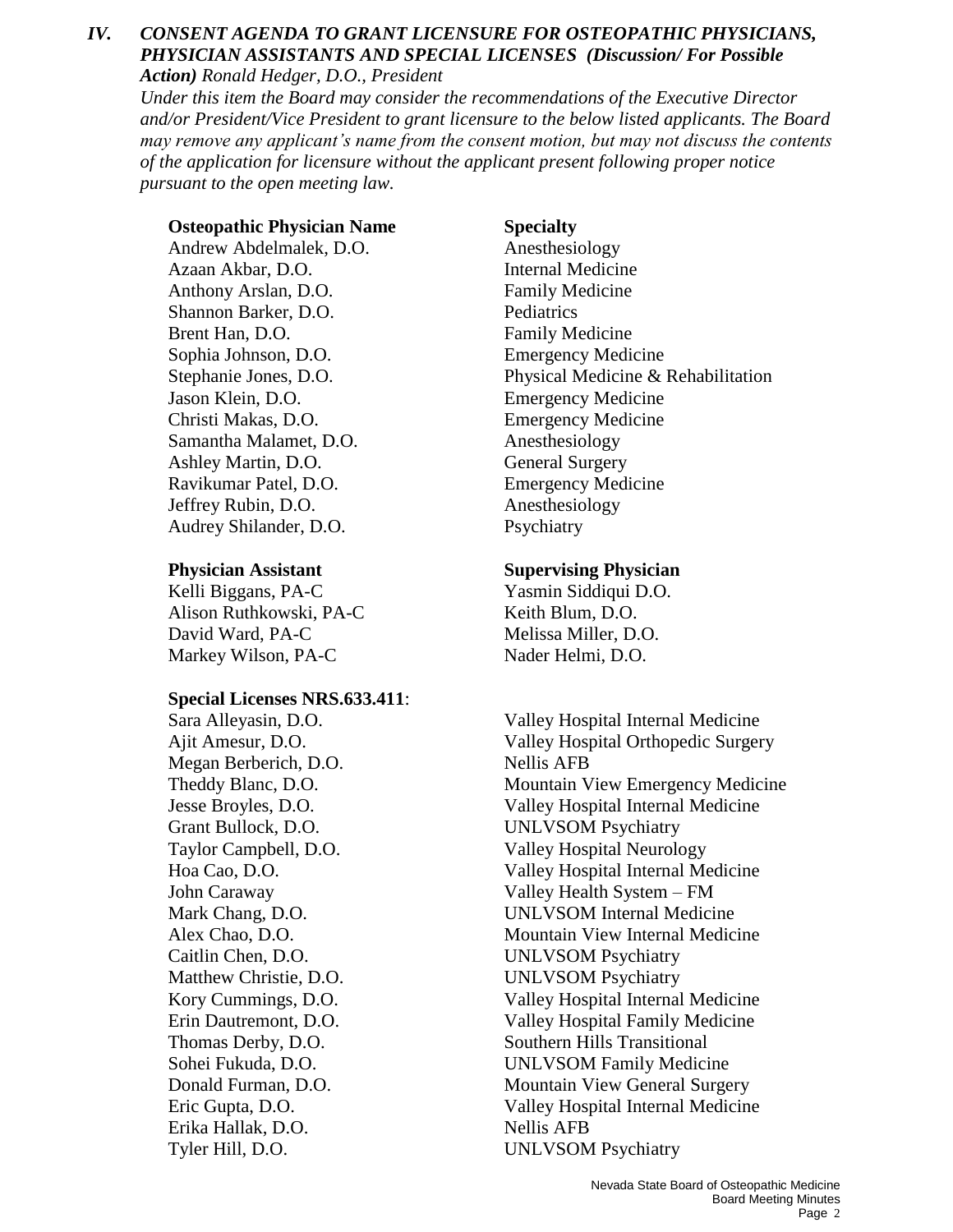## *IV. CONSENT AGENDA TO GRANT LICENSURE FOR OSTEOPATHIC PHYSICIANS, PHYSICIAN ASSISTANTS AND SPECIAL LICENSES (Discussion/ For Possible Action) Ronald Hedger, D.O., President*

*Under this item the Board may consider the recommendations of the Executive Director and/or President/Vice President to grant licensure to the below listed applicants. The Board may remove any applicant's name from the consent motion, but may not discuss the contents of the application for licensure without the applicant present following proper notice pursuant to the open meeting law.*

| **Osteopathic Physician Name** | **Specialty** |
|---|---|
| Andrew Abdelmalek, D.O. | Anesthesiology |
| Azaan Akbar, D.O. | Internal Medicine |
| Anthony Arslan, D.O. | Family Medicine |
| Shannon Barker, D.O. | Pediatrics |
| Brent Han, D.O. | Family Medicine |
| Sophia Johnson, D.O. | Emergency Medicine |
| Stephanie Jones, D.O. | Physical Medicine & Rehabilitation |
| Jason Klein, D.O. | Emergency Medicine |
| Christi Makas, D.O. | Emergency Medicine |
| Samantha Malamet, D.O. | Anesthesiology |
| Ashley Martin, D.O. | General Surgery |
| Ravikumar Patel, D.O. | Emergency Medicine |
| Jeffrey Rubin, D.O. | Anesthesiology |
| Audrey Shilander, D.O. | Psychiatry |

| **Physician Assistant** | **Supervising Physician** |
|---|---|
| Kelli Biggans, PA-C | Yasmin Siddiqui D.O. |
| Alison Ruthkowski, PA-C | Keith Blum, D.O. |
| David Ward, PA-C | Melissa Miller, D.O. |
| Markey Wilson, PA-C | Nader Helmi, D.O. |

**Special Licenses NRS.633.411**:

| | |
|---|---|
| Sara Alleyasin, D.O. | Valley Hospital Internal Medicine |
| Ajit Amesur, D.O. | Valley Hospital Orthopedic Surgery |
| Megan Berberich, D.O. | Nellis AFB |
| Theddy Blanc, D.O. | Mountain View Emergency Medicine |
| Jesse Broyles, D.O. | Valley Hospital Internal Medicine |
| Grant Bullock, D.O. | UNLVSOM Psychiatry |
| Taylor Campbell, D.O. | Valley Hospital Neurology |
| Hoa Cao, D.O. | Valley Hospital Internal Medicine |
| John Caraway | Valley Health System – FM |
| Mark Chang, D.O. | UNLVSOM Internal Medicine |
| Alex Chao, D.O. | Mountain View Internal Medicine |
| Caitlin Chen, D.O. | UNLVSOM Psychiatry |
| Matthew Christie, D.O. | UNLVSOM Psychiatry |
| Kory Cummings, D.O. | Valley Hospital Internal Medicine |
| Erin Dautremont, D.O. | Valley Hospital Family Medicine |
| Thomas Derby, D.O. | Southern Hills Transitional |
| Sohei Fukuda, D.O. | UNLVSOM Family Medicine |
| Donald Furman, D.O. | Mountain View General Surgery |
| Eric Gupta, D.O. | Valley Hospital Internal Medicine |
| Erika Hallak, D.O. | Nellis AFB |
| Tyler Hill, D.O. | UNLVSOM Psychiatry |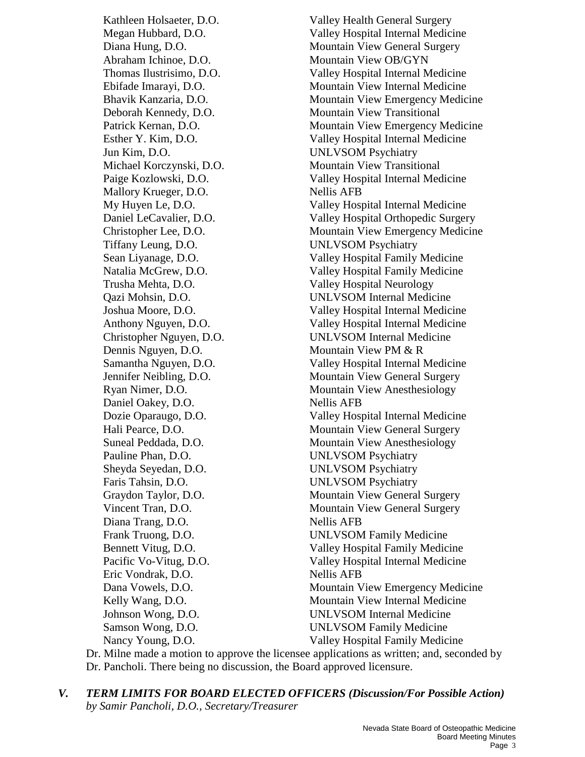| | |
|---|---|
| Kathleen Holsaeter, D.O. | Valley Health General Surgery |
| Megan Hubbard, D.O. | Valley Hospital Internal Medicine |
| Diana Hung, D.O. | Mountain View General Surgery |
| Abraham Ichinoe, D.O. | Mountain View OB/GYN |
| Thomas Ilustrisimo, D.O. | Valley Hospital Internal Medicine |
| Ebifade Imarayi, D.O. | Mountain View Internal Medicine |
| Bhavik Kanzaria, D.O. | Mountain View Emergency Medicine |
| Deborah Kennedy, D.O. | Mountain View Transitional |
| Patrick Kernan, D.O. | Mountain View Emergency Medicine |
| Esther Y. Kim, D.O. | Valley Hospital Internal Medicine |
| Jun Kim, D.O. | UNLVSOM Psychiatry |
| Michael Korczynski, D.O. | Mountain View Transitional |
| Paige Kozlowski, D.O. | Valley Hospital Internal Medicine |
| Mallory Krueger, D.O. | Nellis AFB |
| My Huyen Le, D.O. | Valley Hospital Internal Medicine |
| Daniel LeCavalier, D.O. | Valley Hospital Orthopedic Surgery |
| Christopher Lee, D.O. | Mountain View Emergency Medicine |
| Tiffany Leung, D.O. | UNLVSOM Psychiatry |
| Sean Liyanage, D.O. | Valley Hospital Family Medicine |
| Natalia McGrew, D.O. | Valley Hospital Family Medicine |
| Trusha Mehta, D.O. | Valley Hospital Neurology |
| Qazi Mohsin, D.O. | UNLVSOM Internal Medicine |
| Joshua Moore, D.O. | Valley Hospital Internal Medicine |
| Anthony Nguyen, D.O. | Valley Hospital Internal Medicine |
| Christopher Nguyen, D.O. | UNLVSOM Internal Medicine |
| Dennis Nguyen, D.O. | Mountain View PM & R |
| Samantha Nguyen, D.O. | Valley Hospital Internal Medicine |
| Jennifer Neibling, D.O. | Mountain View General Surgery |
| Ryan Nimer, D.O. | Mountain View Anesthesiology |
| Daniel Oakey, D.O. | Nellis AFB |
| Dozie Oparaugo, D.O. | Valley Hospital Internal Medicine |
| Hali Pearce, D.O. | Mountain View General Surgery |
| Suneal Peddada, D.O. | Mountain View Anesthesiology |
| Pauline Phan, D.O. | UNLVSOM Psychiatry |
| Sheyda Seyedan, D.O. | UNLVSOM Psychiatry |
| Faris Tahsin, D.O. | UNLVSOM Psychiatry |
| Graydon Taylor, D.O. | Mountain View General Surgery |
| Vincent Tran, D.O. | Mountain View General Surgery |
| Diana Trang, D.O. | Nellis AFB |
| Frank Truong, D.O. | UNLVSOM Family Medicine |
| Bennett Vitug, D.O. | Valley Hospital Family Medicine |
| Pacific Vo-Vitug, D.O. | Valley Hospital Internal Medicine |
| Eric Vondrak, D.O. | Nellis AFB |
| Dana Vowels, D.O. | Mountain View Emergency Medicine |
| Kelly Wang, D.O. | Mountain View Internal Medicine |
| Johnson Wong, D.O. | UNLVSOM Internal Medicine |
| Samson Wong, D.O. | UNLVSOM Family Medicine |
| Nancy Young, D.O. | Valley Hospital Family Medicine |

Dr. Milne made a motion to approve the licensee applications as written; and, seconded by Dr. Pancholi. There being no discussion, the Board approved licensure.

## *V. TERM LIMITS FOR BOARD ELECTED OFFICERS (Discussion/For Possible Action)*

*by Samir Pancholi, D.O., Secretary/Treasurer*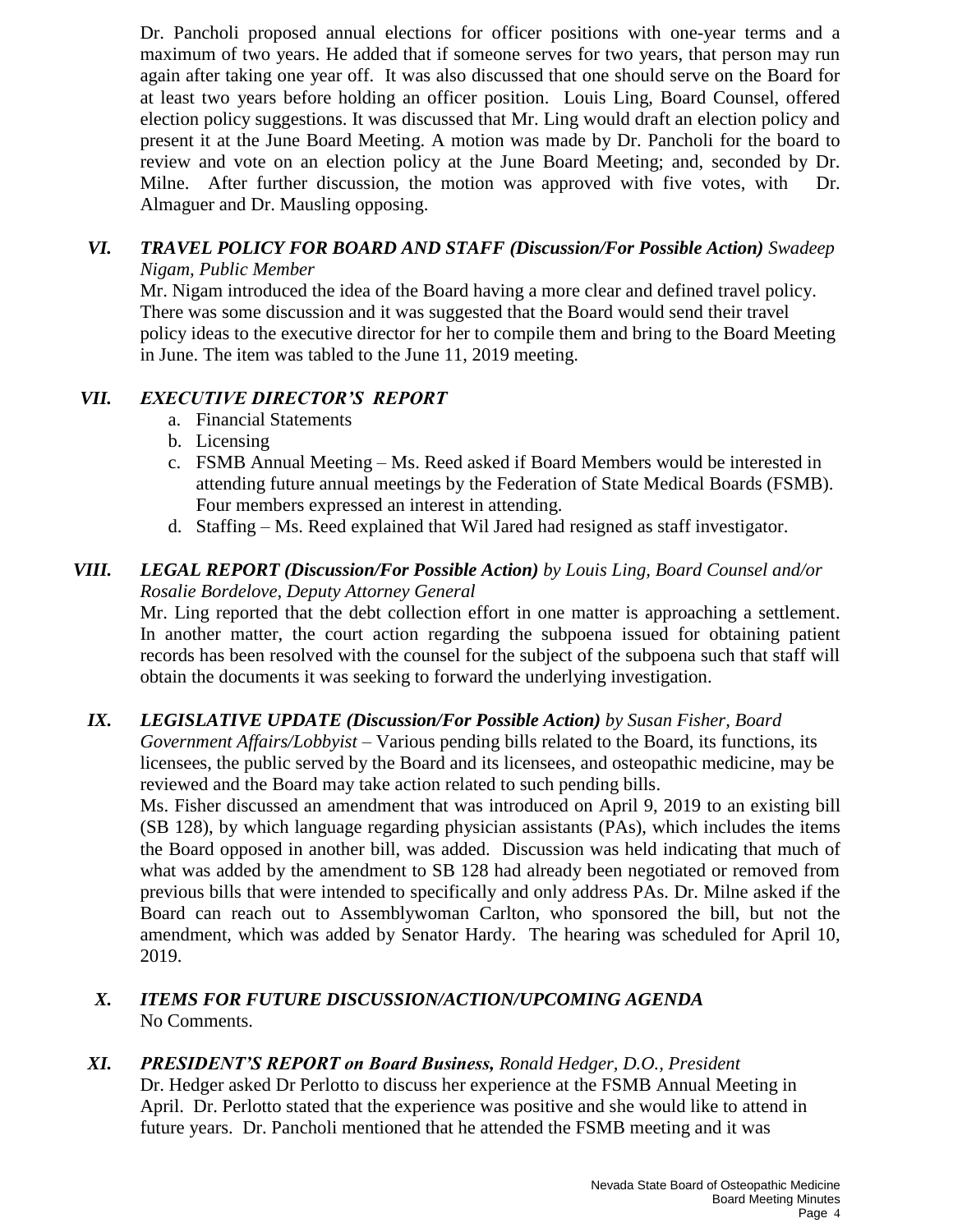Dr. Pancholi proposed annual elections for officer positions with one-year terms and a maximum of two years. He added that if someone serves for two years, that person may run again after taking one year off. It was also discussed that one should serve on the Board for at least two years before holding an officer position. Louis Ling, Board Counsel, offered election policy suggestions. It was discussed that Mr. Ling would draft an election policy and present it at the June Board Meeting. A motion was made by Dr. Pancholi for the board to review and vote on an election policy at the June Board Meeting; and, seconded by Dr. Milne. After further discussion, the motion was approved with five votes, with Dr. Almaguer and Dr. Mausling opposing.

**VI. *TRAVEL POLICY FOR BOARD AND STAFF (Discussion/For Possible Action)*** *Swadeep Nigam, Public Member*

Mr. Nigam introduced the idea of the Board having a more clear and defined travel policy. There was some discussion and it was suggested that the Board would send their travel policy ideas to the executive director for her to compile them and bring to the Board Meeting in June. The item was tabled to the June 11, 2019 meeting.

**VII. *EXECUTIVE DIRECTOR'S REPORT***

a. Financial Statements
b. Licensing
c. FSMB Annual Meeting – Ms. Reed asked if Board Members would be interested in attending future annual meetings by the Federation of State Medical Boards (FSMB). Four members expressed an interest in attending.
d. Staffing – Ms. Reed explained that Wil Jared had resigned as staff investigator.

**VIII. *LEGAL REPORT (Discussion/For Possible Action)*** *by Louis Ling, Board Counsel and/or Rosalie Bordelove, Deputy Attorney General*

Mr. Ling reported that the debt collection effort in one matter is approaching a settlement. In another matter, the court action regarding the subpoena issued for obtaining patient records has been resolved with the counsel for the subject of the subpoena such that staff will obtain the documents it was seeking to forward the underlying investigation.

**IX. *LEGISLATIVE UPDATE (Discussion/For Possible Action)*** *by Susan Fisher, Board Government Affairs/Lobbyist* – Various pending bills related to the Board, its functions, its licensees, the public served by the Board and its licensees, and osteopathic medicine, may be reviewed and the Board may take action related to such pending bills.

Ms. Fisher discussed an amendment that was introduced on April 9, 2019 to an existing bill (SB 128), by which language regarding physician assistants (PAs), which includes the items the Board opposed in another bill, was added. Discussion was held indicating that much of what was added by the amendment to SB 128 had already been negotiated or removed from previous bills that were intended to specifically and only address PAs. Dr. Milne asked if the Board can reach out to Assemblywoman Carlton, who sponsored the bill, but not the amendment, which was added by Senator Hardy. The hearing was scheduled for April 10, 2019.

**X. *ITEMS FOR FUTURE DISCUSSION/ACTION/UPCOMING AGENDA***

No Comments.

**XI. *PRESIDENT'S REPORT on Board Business,*** *Ronald Hedger, D.O., President*

Dr. Hedger asked Dr Perlotto to discuss her experience at the FSMB Annual Meeting in April. Dr. Perlotto stated that the experience was positive and she would like to attend in future years. Dr. Pancholi mentioned that he attended the FSMB meeting and it was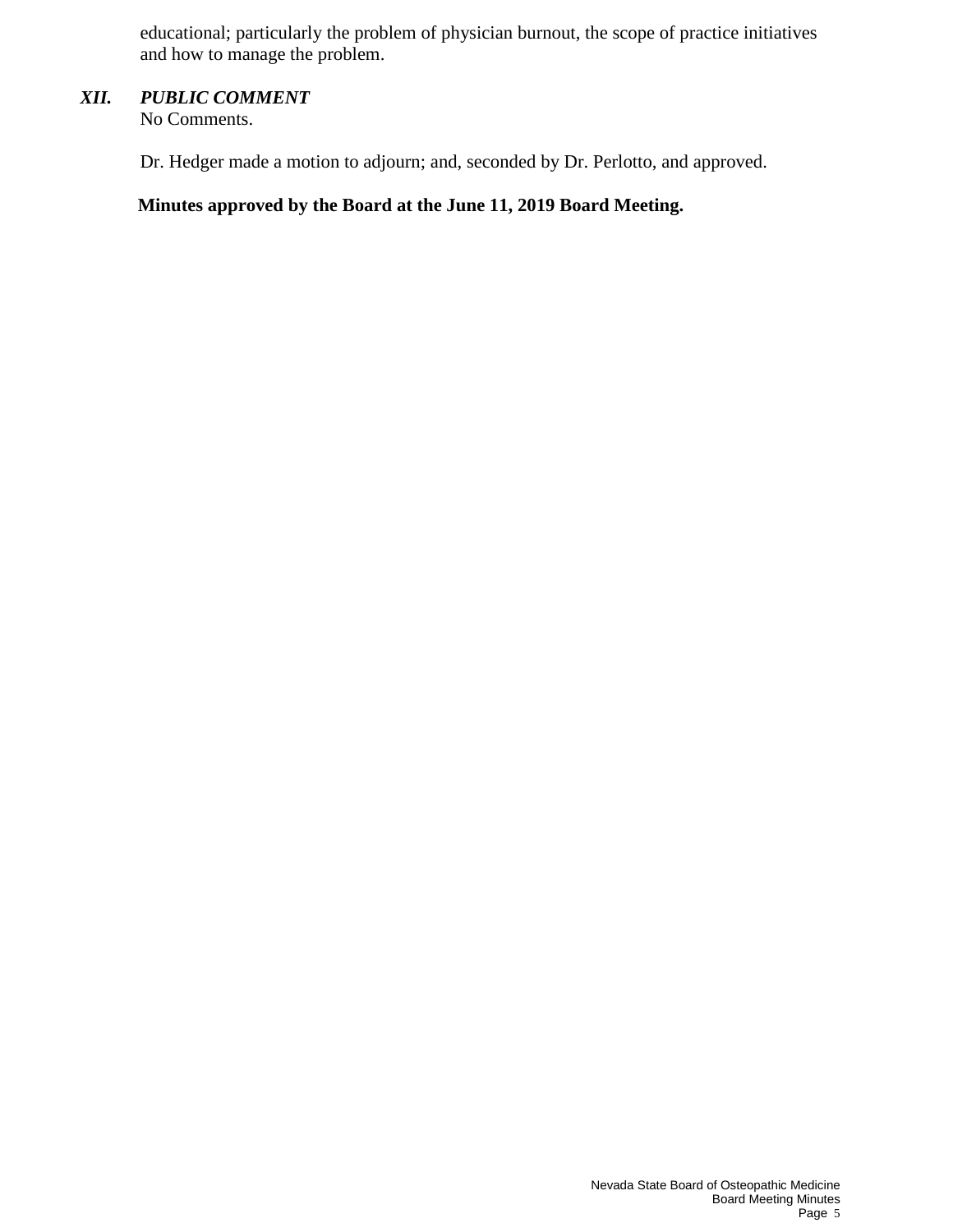educational; particularly the problem of physician burnout, the scope of practice initiatives and how to manage the problem.

### *XII. PUBLIC COMMENT*

No Comments.

Dr. Hedger made a motion to adjourn; and, seconded by Dr. Perlotto, and approved.

**Minutes approved by the Board at the June 11, 2019 Board Meeting.**